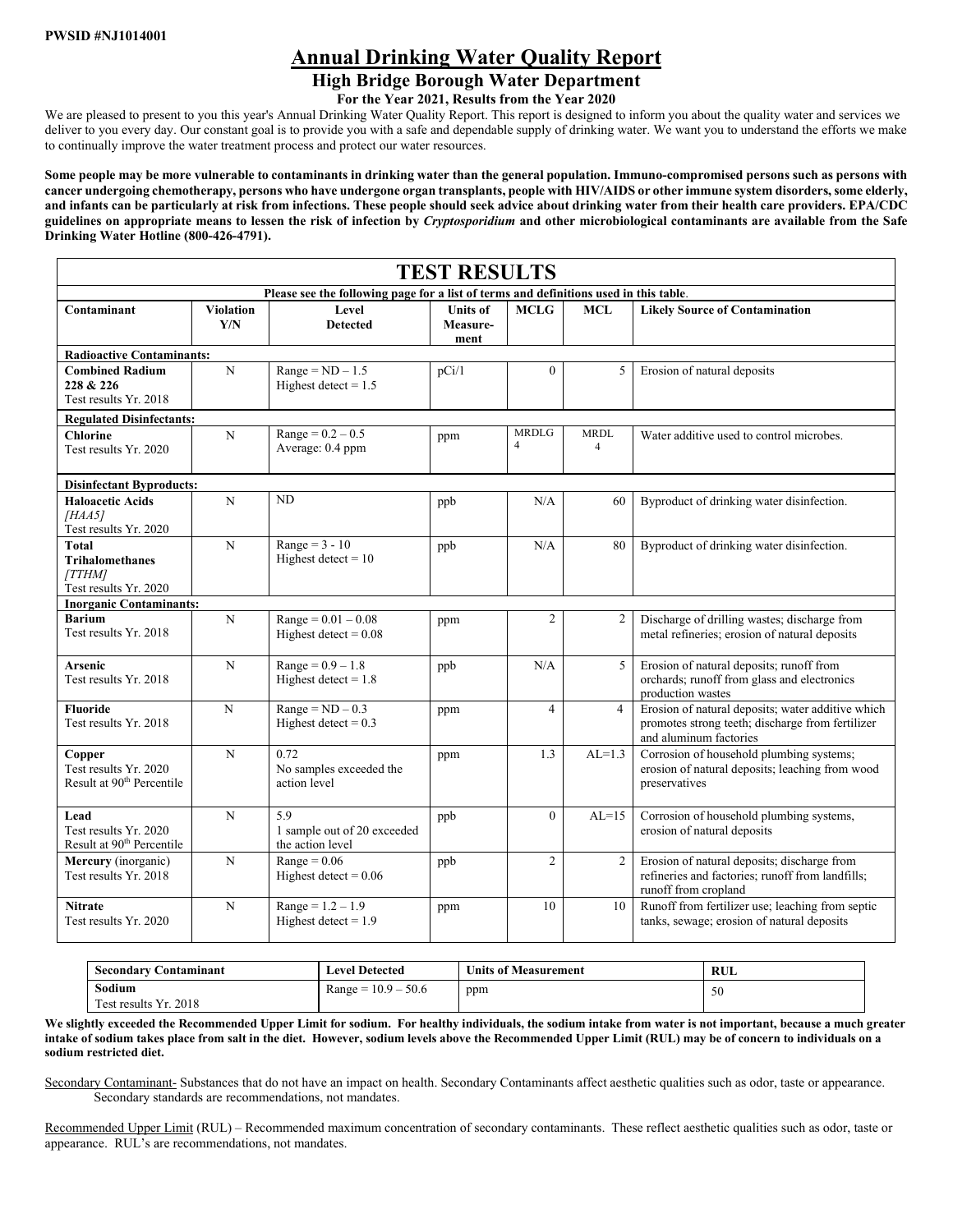**PWSID #NJ1014001**

# Annual Drinking Water Quality Report

## High Bridge Borough Water Department

### For the Year 2021, Results from the Year 2020

We are pleased to present to you this year's Annual Drinking Water Quality Report. This report is designed to inform you about the quality water and services we deliver to you every day. Our constant goal is to provide you with a safe and dependable supply of drinking water. We want you to understand the efforts we make to continually improve the water treatment process and protect our water resources.

**Some people may be more vulnerable to contaminants in drinking water than the general population. Immuno-compromised persons such as persons with cancer undergoing chemotherapy, persons who have undergone organ transplants, people with HIV/AIDS or other immune system disorders, some elderly, and infants can be particularly at risk from infections. These people should seek advice about drinking water from their health care providers. EPA/CDC guidelines on appropriate means to lessen the risk of infection by *Cryptosporidium* and other microbiological contaminants are available from the Safe Drinking Water Hotline (800-426-4791).**

## TEST RESULTS

**Please see the following page for a list of terms and definitions used in this table**.

| Contaminant | Violation Y/N | Level Detected | Units of Measure-ment | MCLG | MCL | Likely Source of Contamination |
|---|---|---|---|---|---|---|
| **Radioactive Contaminants:** | | | | | | |
| **Combined Radium 228 & 226** Test results Yr. 2018 | N | Range = ND – 1.5 Highest detect = 1.5 | pCi/1 | 0 | 5 | Erosion of natural deposits |
| **Regulated Disinfectants:** | | | | | | |
| **Chlorine** Test results Yr. 2020 | N | Range = 0.2 – 0.5 Average: 0.4 ppm | ppm | MRDLG 4 | MRDL 4 | Water additive used to control microbes. |
| **Disinfectant Byproducts:** | | | | | | |
| **Haloacetic Acids** *[HAA5]* Test results Yr. 2020 | N | ND | ppb | N/A | 60 | Byproduct of drinking water disinfection. |
| **Total Trihalomethanes** *[TTHM]* Test results Yr. 2020 | N | Range = 3 - 10 Highest detect = 10 | ppb | N/A | 80 | Byproduct of drinking water disinfection. |
| **Inorganic Contaminants:** | | | | | | |
| **Barium** Test results Yr. 2018 | N | Range = 0.01 – 0.08 Highest detect = 0.08 | ppm | 2 | 2 | Discharge of drilling wastes; discharge from metal refineries; erosion of natural deposits |
| **Arsenic** Test results Yr. 2018 | N | Range = 0.9 – 1.8 Highest detect = 1.8 | ppb | N/A | 5 | Erosion of natural deposits; runoff from orchards; runoff from glass and electronics production wastes |
| **Fluoride** Test results Yr. 2018 | N | Range = ND – 0.3 Highest detect = 0.3 | ppm | 4 | 4 | Erosion of natural deposits; water additive which promotes strong teeth; discharge from fertilizer and aluminum factories |
| **Copper** Test results Yr. 2020 Result at 90th Percentile | N | 0.72 No samples exceeded the action level | ppm | 1.3 | AL=1.3 | Corrosion of household plumbing systems; erosion of natural deposits; leaching from wood preservatives |
| **Lead** Test results Yr. 2020 Result at 90th Percentile | N | 5.9 1 sample out of 20 exceeded the action level | ppb | 0 | AL=15 | Corrosion of household plumbing systems, erosion of natural deposits |
| **Mercury** (inorganic) Test results Yr. 2018 | N | Range = 0.06 Highest detect = 0.06 | ppb | 2 | 2 | Erosion of natural deposits; discharge from refineries and factories; runoff from landfills; runoff from cropland |
| **Nitrate** Test results Yr. 2020 | N | Range = 1.2 – 1.9 Highest detect = 1.9 | ppm | 10 | 10 | Runoff from fertilizer use; leaching from septic tanks, sewage; erosion of natural deposits |

| Secondary Contaminant | Level Detected | Units of Measurement | RUL |
|---|---|---|---|
| **Sodium** Test results Yr. 2018 | Range = 10.9 – 50.6 | ppm | 50 |

**We slightly exceeded the Recommended Upper Limit for sodium. For healthy individuals, the sodium intake from water is not important, because a much greater intake of sodium takes place from salt in the diet. However, sodium levels above the Recommended Upper Limit (RUL) may be of concern to individuals on a sodium restricted diet.**

Secondary Contaminant- Substances that do not have an impact on health. Secondary Contaminants affect aesthetic qualities such as odor, taste or appearance. Secondary standards are recommendations, not mandates.

Recommended Upper Limit (RUL) – Recommended maximum concentration of secondary contaminants. These reflect aesthetic qualities such as odor, taste or appearance. RUL's are recommendations, not mandates.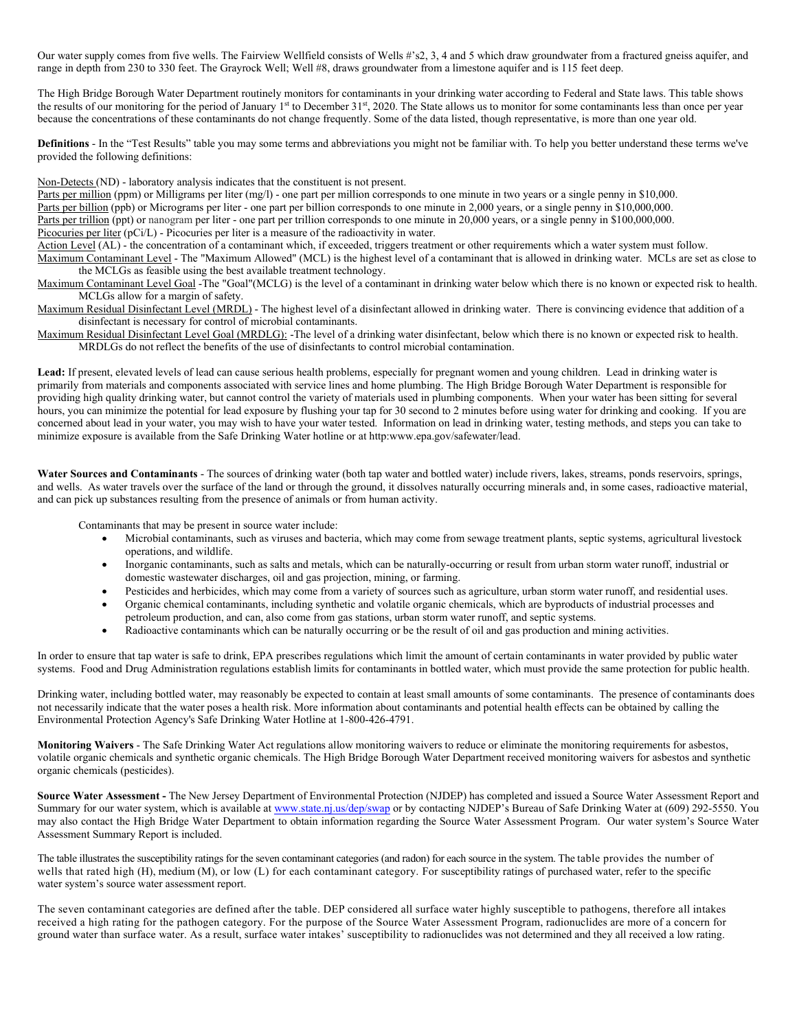Our water supply comes from five wells. The Fairview Wellfield consists of Wells #'s2, 3, 4 and 5 which draw groundwater from a fractured gneiss aquifer, and range in depth from 230 to 330 feet. The Grayrock Well; Well #8, draws groundwater from a limestone aquifer and is 115 feet deep.

The High Bridge Borough Water Department routinely monitors for contaminants in your drinking water according to Federal and State laws. This table shows the results of our monitoring for the period of January 1st to December 31st, 2020. The State allows us to monitor for some contaminants less than once per year because the concentrations of these contaminants do not change frequently. Some of the data listed, though representative, is more than one year old.

**Definitions** - In the "Test Results" table you may some terms and abbreviations you might not be familiar with. To help you better understand these terms we've provided the following definitions:

Non-Detects (ND) - laboratory analysis indicates that the constituent is not present.
Parts per million (ppm) or Milligrams per liter (mg/l) - one part per million corresponds to one minute in two years or a single penny in $10,000.
Parts per billion (ppb) or Micrograms per liter - one part per billion corresponds to one minute in 2,000 years, or a single penny in $10,000,000.
Parts per trillion (ppt) or nanogram per liter - one part per trillion corresponds to one minute in 20,000 years, or a single penny in $100,000,000.
Picocuries per liter (pCi/L) - Picocuries per liter is a measure of the radioactivity in water.
Action Level (AL) - the concentration of a contaminant which, if exceeded, triggers treatment or other requirements which a water system must follow.
Maximum Contaminant Level - The "Maximum Allowed" (MCL) is the highest level of a contaminant that is allowed in drinking water. MCLs are set as close to the MCLGs as feasible using the best available treatment technology.
Maximum Contaminant Level Goal -The "Goal"(MCLG) is the level of a contaminant in drinking water below which there is no known or expected risk to health. MCLGs allow for a margin of safety.
Maximum Residual Disinfectant Level (MRDL) - The highest level of a disinfectant allowed in drinking water. There is convincing evidence that addition of a disinfectant is necessary for control of microbial contaminants.
Maximum Residual Disinfectant Level Goal (MRDLG): -The level of a drinking water disinfectant, below which there is no known or expected risk to health. MRDLGs do not reflect the benefits of the use of disinfectants to control microbial contamination.

**Lead:** If present, elevated levels of lead can cause serious health problems, especially for pregnant women and young children. Lead in drinking water is primarily from materials and components associated with service lines and home plumbing. The High Bridge Borough Water Department is responsible for providing high quality drinking water, but cannot control the variety of materials used in plumbing components. When your water has been sitting for several hours, you can minimize the potential for lead exposure by flushing your tap for 30 second to 2 minutes before using water for drinking and cooking. If you are concerned about lead in your water, you may wish to have your water tested. Information on lead in drinking water, testing methods, and steps you can take to minimize exposure is available from the Safe Drinking Water hotline or at http:www.epa.gov/safewater/lead.

**Water Sources and Contaminants** - The sources of drinking water (both tap water and bottled water) include rivers, lakes, streams, ponds reservoirs, springs, and wells. As water travels over the surface of the land or through the ground, it dissolves naturally occurring minerals and, in some cases, radioactive material, and can pick up substances resulting from the presence of animals or from human activity.

Contaminants that may be present in source water include:

- Microbial contaminants, such as viruses and bacteria, which may come from sewage treatment plants, septic systems, agricultural livestock operations, and wildlife.
- Inorganic contaminants, such as salts and metals, which can be naturally-occurring or result from urban storm water runoff, industrial or domestic wastewater discharges, oil and gas projection, mining, or farming.
- Pesticides and herbicides, which may come from a variety of sources such as agriculture, urban storm water runoff, and residential uses.
- Organic chemical contaminants, including synthetic and volatile organic chemicals, which are byproducts of industrial processes and petroleum production, and can, also come from gas stations, urban storm water runoff, and septic systems.
- Radioactive contaminants which can be naturally occurring or be the result of oil and gas production and mining activities.

In order to ensure that tap water is safe to drink, EPA prescribes regulations which limit the amount of certain contaminants in water provided by public water systems. Food and Drug Administration regulations establish limits for contaminants in bottled water, which must provide the same protection for public health.

Drinking water, including bottled water, may reasonably be expected to contain at least small amounts of some contaminants. The presence of contaminants does not necessarily indicate that the water poses a health risk. More information about contaminants and potential health effects can be obtained by calling the Environmental Protection Agency's Safe Drinking Water Hotline at 1-800-426-4791.

**Monitoring Waivers** - The Safe Drinking Water Act regulations allow monitoring waivers to reduce or eliminate the monitoring requirements for asbestos, volatile organic chemicals and synthetic organic chemicals. The High Bridge Borough Water Department received monitoring waivers for asbestos and synthetic organic chemicals (pesticides).

**Source Water Assessment -** The New Jersey Department of Environmental Protection (NJDEP) has completed and issued a Source Water Assessment Report and Summary for our water system, which is available at www.state.nj.us/dep/swap or by contacting NJDEP's Bureau of Safe Drinking Water at (609) 292-5550. You may also contact the High Bridge Water Department to obtain information regarding the Source Water Assessment Program. Our water system's Source Water Assessment Summary Report is included.

The table illustrates the susceptibility ratings for the seven contaminant categories (and radon) for each source in the system. The table provides the number of wells that rated high (H), medium (M), or low (L) for each contaminant category. For susceptibility ratings of purchased water, refer to the specific water system's source water assessment report.

The seven contaminant categories are defined after the table. DEP considered all surface water highly susceptible to pathogens, therefore all intakes received a high rating for the pathogen category. For the purpose of the Source Water Assessment Program, radionuclides are more of a concern for ground water than surface water. As a result, surface water intakes' susceptibility to radionuclides was not determined and they all received a low rating.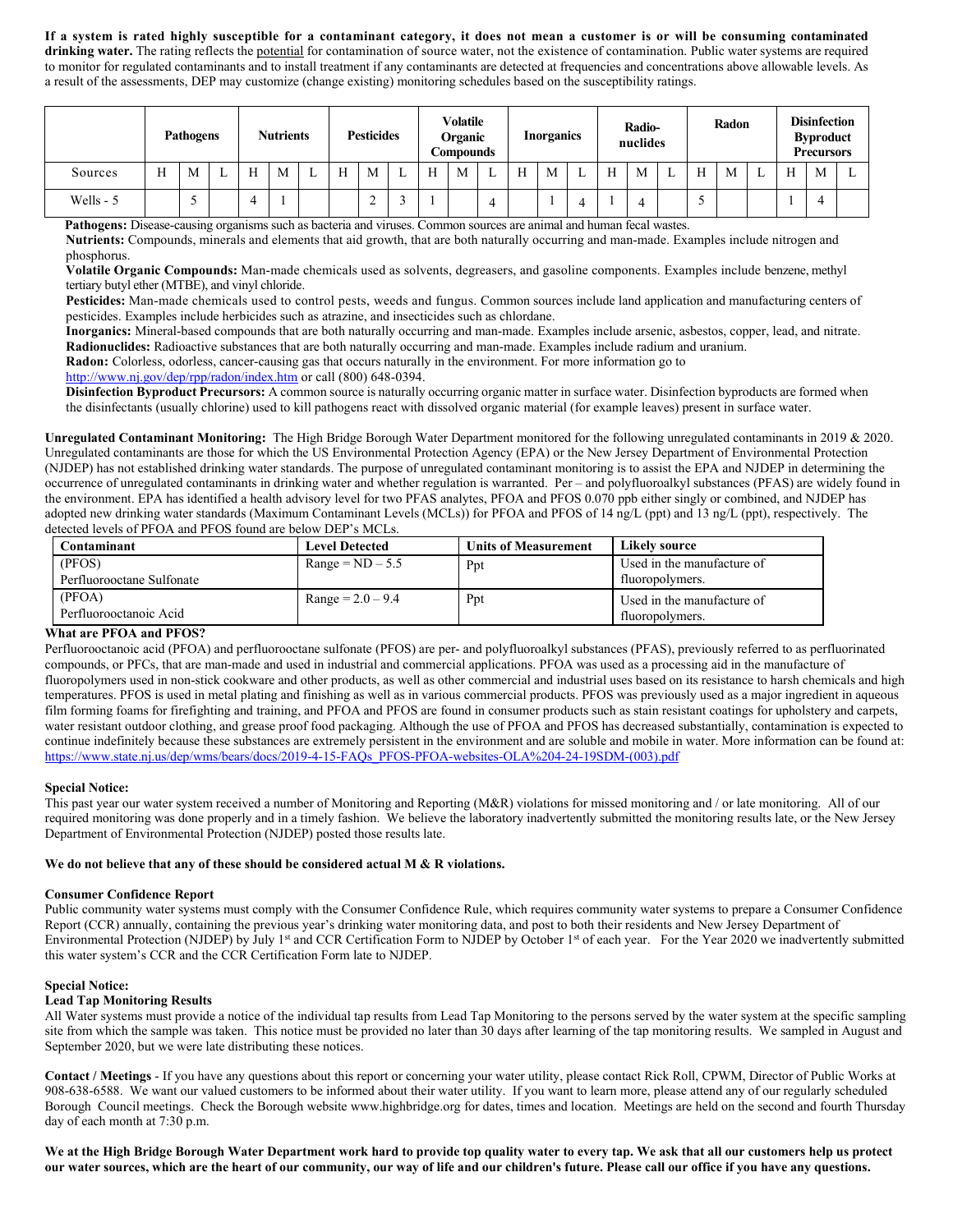**If a system is rated highly susceptible for a contaminant category, it does not mean a customer is or will be consuming contaminated drinking water.** The rating reflects the potential for contamination of source water, not the existence of contamination. Public water systems are required to monitor for regulated contaminants and to install treatment if any contaminants are detected at frequencies and concentrations above allowable levels. As a result of the assessments, DEP may customize (change existing) monitoring schedules based on the susceptibility ratings.

| | Pathogens | | | Nutrients | | | Pesticides | | | Volatile Organic Compounds | | | Inorganics | | | Radio-nuclides | | | Radon | | | Disinfection Byproduct Precursors | | |
|---|---|---|---|---|---|---|---|---|---|---|---|---|---|---|---|---|---|---|---|---|---|---|---|---|
| Sources | H | M | L | H | M | L | H | M | L | H | M | L | H | M | L | H | M | L | H | M | L | H | M | L |
| Wells - 5 | | 5 | | 4 | 1 | | | 2 | 3 | 1 | | 4 | | 1 | 4 | 1 | 4 | | 5 | | | 1 | 4 | |

**Pathogens:** Disease-causing organisms such as bacteria and viruses. Common sources are animal and human fecal wastes.

**Nutrients:** Compounds, minerals and elements that aid growth, that are both naturally occurring and man-made. Examples include nitrogen and phosphorus.

**Volatile Organic Compounds:** Man-made chemicals used as solvents, degreasers, and gasoline components. Examples include benzene, methyl tertiary butyl ether (MTBE), and vinyl chloride.

**Pesticides:** Man-made chemicals used to control pests, weeds and fungus. Common sources include land application and manufacturing centers of pesticides. Examples include herbicides such as atrazine, and insecticides such as chlordane.

**Inorganics:** Mineral-based compounds that are both naturally occurring and man-made. Examples include arsenic, asbestos, copper, lead, and nitrate.

**Radionuclides:** Radioactive substances that are both naturally occurring and man-made. Examples include radium and uranium.

**Radon:** Colorless, odorless, cancer-causing gas that occurs naturally in the environment. For more information go to http://www.nj.gov/dep/rpp/radon/index.htm or call (800) 648-0394.

**Disinfection Byproduct Precursors:** A common source is naturally occurring organic matter in surface water. Disinfection byproducts are formed when the disinfectants (usually chlorine) used to kill pathogens react with dissolved organic material (for example leaves) present in surface water.

**Unregulated Contaminant Monitoring:** The High Bridge Borough Water Department monitored for the following unregulated contaminants in 2019 & 2020. Unregulated contaminants are those for which the US Environmental Protection Agency (EPA) or the New Jersey Department of Environmental Protection (NJDEP) has not established drinking water standards. The purpose of unregulated contaminant monitoring is to assist the EPA and NJDEP in determining the occurrence of unregulated contaminants in drinking water and whether regulation is warranted. Per – and polyfluoroalkyl substances (PFAS) are widely found in the environment. EPA has identified a health advisory level for two PFAS analytes, PFOA and PFOS 0.070 ppb either singly or combined, and NJDEP has adopted new drinking water standards (Maximum Contaminant Levels (MCLs)) for PFOA and PFOS of 14 ng/L (ppt) and 13 ng/L (ppt), respectively. The detected levels of PFOA and PFOS found are below DEP's MCLs.

| Contaminant | Level Detected | Units of Measurement | Likely source |
|---|---|---|---|
| (PFOS) Perfluorooctane Sulfonate | Range = ND – 5.5 | Ppt | Used in the manufacture of fluoropolymers. |
| (PFOA) Perfluorooctanoic Acid | Range = 2.0 – 9.4 | Ppt | Used in the manufacture of fluoropolymers. |

**What are PFOA and PFOS?**

Perfluorooctanoic acid (PFOA) and perfluorooctane sulfonate (PFOS) are per- and polyfluoroalkyl substances (PFAS), previously referred to as perfluorinated compounds, or PFCs, that are man-made and used in industrial and commercial applications. PFOA was used as a processing aid in the manufacture of fluoropolymers used in non-stick cookware and other products, as well as other commercial and industrial uses based on its resistance to harsh chemicals and high temperatures. PFOS is used in metal plating and finishing as well as in various commercial products. PFOS was previously used as a major ingredient in aqueous film forming foams for firefighting and training, and PFOA and PFOS are found in consumer products such as stain resistant coatings for upholstery and carpets, water resistant outdoor clothing, and grease proof food packaging. Although the use of PFOA and PFOS has decreased substantially, contamination is expected to continue indefinitely because these substances are extremely persistent in the environment and are soluble and mobile in water. More information can be found at: https://www.state.nj.us/dep/wms/bears/docs/2019-4-15-FAQs_PFOS-PFOA-websites-OLA%204-24-19SDM-(003).pdf

**Special Notice:**

This past year our water system received a number of Monitoring and Reporting (M&R) violations for missed monitoring and / or late monitoring. All of our required monitoring was done properly and in a timely fashion. We believe the laboratory inadvertently submitted the monitoring results late, or the New Jersey Department of Environmental Protection (NJDEP) posted those results late.

**We do not believe that any of these should be considered actual M & R violations.**

**Consumer Confidence Report**

Public community water systems must comply with the Consumer Confidence Rule, which requires community water systems to prepare a Consumer Confidence Report (CCR) annually, containing the previous year's drinking water monitoring data, and post to both their residents and New Jersey Department of Environmental Protection (NJDEP) by July 1st and CCR Certification Form to NJDEP by October 1st of each year. For the Year 2020 we inadvertently submitted this water system's CCR and the CCR Certification Form late to NJDEP.

**Special Notice:**

**Lead Tap Monitoring Results**

All Water systems must provide a notice of the individual tap results from Lead Tap Monitoring to the persons served by the water system at the specific sampling site from which the sample was taken. This notice must be provided no later than 30 days after learning of the tap monitoring results. We sampled in August and September 2020, but we were late distributing these notices.

**Contact / Meetings** - If you have any questions about this report or concerning your water utility, please contact Rick Roll, CPWM, Director of Public Works at 908-638-6588. We want our valued customers to be informed about their water utility. If you want to learn more, please attend any of our regularly scheduled Borough Council meetings. Check the Borough website www.highbridge.org for dates, times and location. Meetings are held on the second and fourth Thursday day of each month at 7:30 p.m.

**We at the High Bridge Borough Water Department work hard to provide top quality water to every tap. We ask that all our customers help us protect our water sources, which are the heart of our community, our way of life and our children's future. Please call our office if you have any questions.**